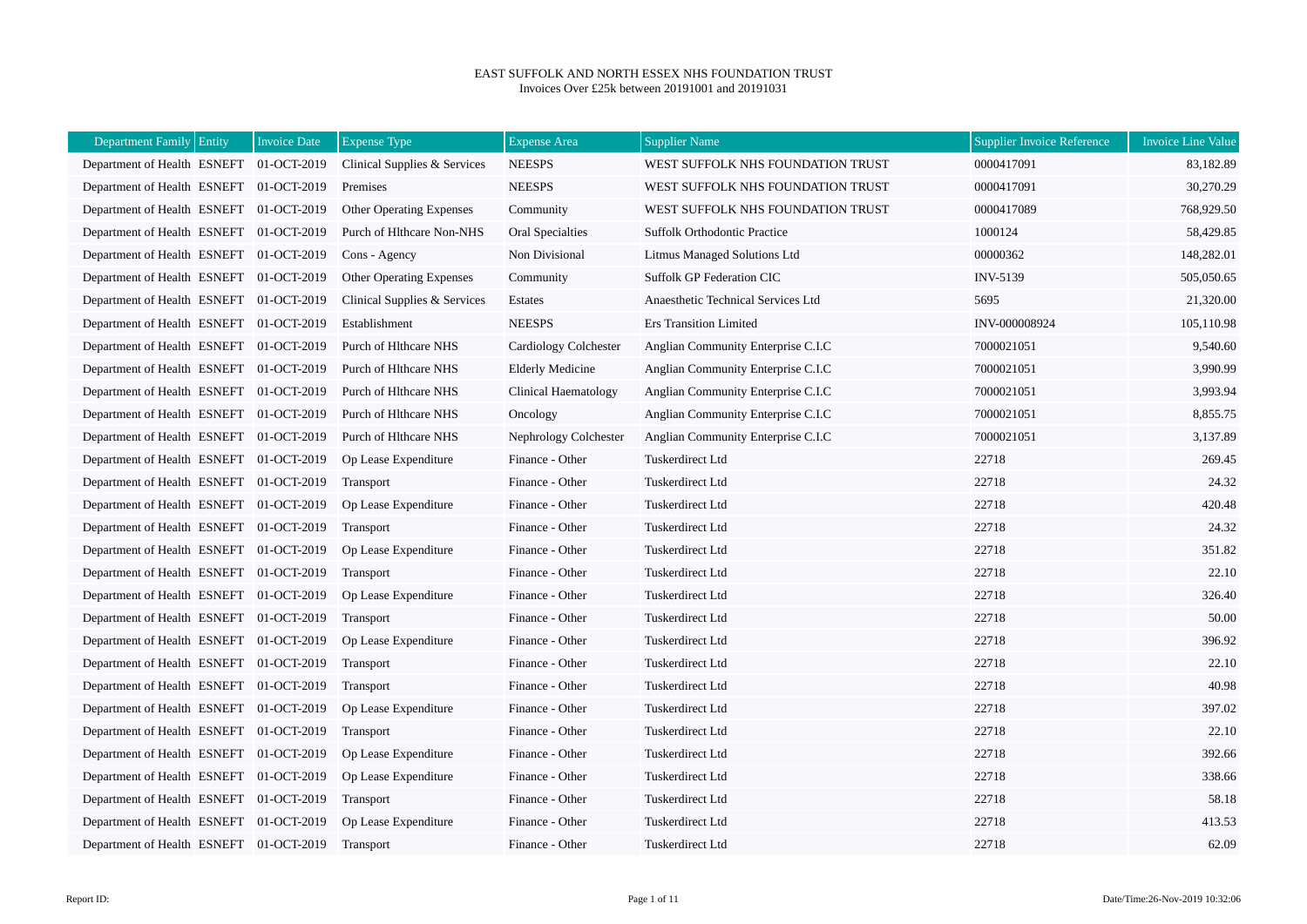# EAST SUFFOLK AND NORTH ESSEX NHS FOUNDATION TRUST

Invoices Over £25k between 20191001 and 20191031

| Department Family | Entity | Invoice Date | Expense Type | Expense Area | Supplier Name | Supplier Invoice Reference | Invoice Line Value |
|---|---|---|---|---|---|---|---|
| Department of Health | ESNEFT | 01-OCT-2019 | Clinical Supplies & Services | NEESPS | WEST SUFFOLK NHS FOUNDATION TRUST | 0000417091 | 83,182.89 |
| Department of Health | ESNEFT | 01-OCT-2019 | Premises | NEESPS | WEST SUFFOLK NHS FOUNDATION TRUST | 0000417091 | 30,270.29 |
| Department of Health | ESNEFT | 01-OCT-2019 | Other Operating Expenses | Community | WEST SUFFOLK NHS FOUNDATION TRUST | 0000417089 | 768,929.50 |
| Department of Health | ESNEFT | 01-OCT-2019 | Purch of Hlthcare Non-NHS | Oral Specialties | Suffolk Orthodontic Practice | 1000124 | 58,429.85 |
| Department of Health | ESNEFT | 01-OCT-2019 | Cons - Agency | Non Divisional | Litmus Managed Solutions Ltd | 00000362 | 148,282.01 |
| Department of Health | ESNEFT | 01-OCT-2019 | Other Operating Expenses | Community | Suffolk GP Federation CIC | INV-5139 | 505,050.65 |
| Department of Health | ESNEFT | 01-OCT-2019 | Clinical Supplies & Services | Estates | Anaesthetic Technical Services Ltd | 5695 | 21,320.00 |
| Department of Health | ESNEFT | 01-OCT-2019 | Establishment | NEESPS | Ers Transition Limited | INV-000008924 | 105,110.98 |
| Department of Health | ESNEFT | 01-OCT-2019 | Purch of Hlthcare NHS | Cardiology Colchester | Anglian Community Enterprise C.I.C | 7000021051 | 9,540.60 |
| Department of Health | ESNEFT | 01-OCT-2019 | Purch of Hlthcare NHS | Elderly Medicine | Anglian Community Enterprise C.I.C | 7000021051 | 3,990.99 |
| Department of Health | ESNEFT | 01-OCT-2019 | Purch of Hlthcare NHS | Clinical Haematology | Anglian Community Enterprise C.I.C | 7000021051 | 3,993.94 |
| Department of Health | ESNEFT | 01-OCT-2019 | Purch of Hlthcare NHS | Oncology | Anglian Community Enterprise C.I.C | 7000021051 | 8,855.75 |
| Department of Health | ESNEFT | 01-OCT-2019 | Purch of Hlthcare NHS | Nephrology Colchester | Anglian Community Enterprise C.I.C | 7000021051 | 3,137.89 |
| Department of Health | ESNEFT | 01-OCT-2019 | Op Lease Expenditure | Finance - Other | Tuskerdirect Ltd | 22718 | 269.45 |
| Department of Health | ESNEFT | 01-OCT-2019 | Transport | Finance - Other | Tuskerdirect Ltd | 22718 | 24.32 |
| Department of Health | ESNEFT | 01-OCT-2019 | Op Lease Expenditure | Finance - Other | Tuskerdirect Ltd | 22718 | 420.48 |
| Department of Health | ESNEFT | 01-OCT-2019 | Transport | Finance - Other | Tuskerdirect Ltd | 22718 | 24.32 |
| Department of Health | ESNEFT | 01-OCT-2019 | Op Lease Expenditure | Finance - Other | Tuskerdirect Ltd | 22718 | 351.82 |
| Department of Health | ESNEFT | 01-OCT-2019 | Transport | Finance - Other | Tuskerdirect Ltd | 22718 | 22.10 |
| Department of Health | ESNEFT | 01-OCT-2019 | Op Lease Expenditure | Finance - Other | Tuskerdirect Ltd | 22718 | 326.40 |
| Department of Health | ESNEFT | 01-OCT-2019 | Transport | Finance - Other | Tuskerdirect Ltd | 22718 | 50.00 |
| Department of Health | ESNEFT | 01-OCT-2019 | Op Lease Expenditure | Finance - Other | Tuskerdirect Ltd | 22718 | 396.92 |
| Department of Health | ESNEFT | 01-OCT-2019 | Transport | Finance - Other | Tuskerdirect Ltd | 22718 | 22.10 |
| Department of Health | ESNEFT | 01-OCT-2019 | Transport | Finance - Other | Tuskerdirect Ltd | 22718 | 40.98 |
| Department of Health | ESNEFT | 01-OCT-2019 | Op Lease Expenditure | Finance - Other | Tuskerdirect Ltd | 22718 | 397.02 |
| Department of Health | ESNEFT | 01-OCT-2019 | Transport | Finance - Other | Tuskerdirect Ltd | 22718 | 22.10 |
| Department of Health | ESNEFT | 01-OCT-2019 | Op Lease Expenditure | Finance - Other | Tuskerdirect Ltd | 22718 | 392.66 |
| Department of Health | ESNEFT | 01-OCT-2019 | Op Lease Expenditure | Finance - Other | Tuskerdirect Ltd | 22718 | 338.66 |
| Department of Health | ESNEFT | 01-OCT-2019 | Transport | Finance - Other | Tuskerdirect Ltd | 22718 | 58.18 |
| Department of Health | ESNEFT | 01-OCT-2019 | Op Lease Expenditure | Finance - Other | Tuskerdirect Ltd | 22718 | 413.53 |
| Department of Health | ESNEFT | 01-OCT-2019 | Transport | Finance - Other | Tuskerdirect Ltd | 22718 | 62.09 |

Report ID: Date/Time:26-Nov-2019 10:32:06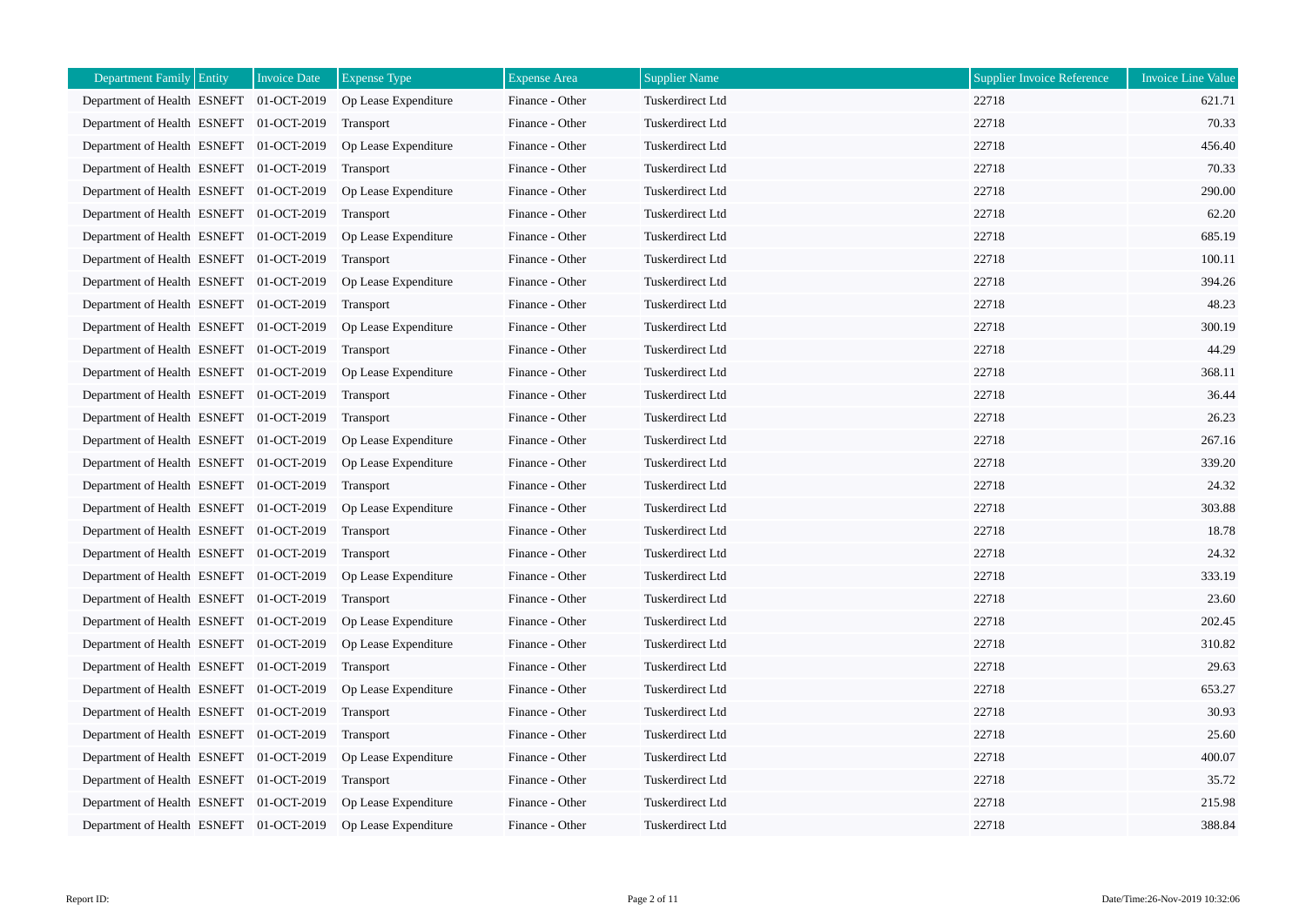| Department Family | Entity | Invoice Date | Expense Type | Expense Area | Supplier Name | Supplier Invoice Reference | Invoice Line Value |
|---|---|---|---|---|---|---|---|
| Department of Health | ESNEFT | 01-OCT-2019 | Op Lease Expenditure | Finance - Other | Tuskerdirect Ltd | 22718 | 621.71 |
| Department of Health | ESNEFT | 01-OCT-2019 | Transport | Finance - Other | Tuskerdirect Ltd | 22718 | 70.33 |
| Department of Health | ESNEFT | 01-OCT-2019 | Op Lease Expenditure | Finance - Other | Tuskerdirect Ltd | 22718 | 456.40 |
| Department of Health | ESNEFT | 01-OCT-2019 | Transport | Finance - Other | Tuskerdirect Ltd | 22718 | 70.33 |
| Department of Health | ESNEFT | 01-OCT-2019 | Op Lease Expenditure | Finance - Other | Tuskerdirect Ltd | 22718 | 290.00 |
| Department of Health | ESNEFT | 01-OCT-2019 | Transport | Finance - Other | Tuskerdirect Ltd | 22718 | 62.20 |
| Department of Health | ESNEFT | 01-OCT-2019 | Op Lease Expenditure | Finance - Other | Tuskerdirect Ltd | 22718 | 685.19 |
| Department of Health | ESNEFT | 01-OCT-2019 | Transport | Finance - Other | Tuskerdirect Ltd | 22718 | 100.11 |
| Department of Health | ESNEFT | 01-OCT-2019 | Op Lease Expenditure | Finance - Other | Tuskerdirect Ltd | 22718 | 394.26 |
| Department of Health | ESNEFT | 01-OCT-2019 | Transport | Finance - Other | Tuskerdirect Ltd | 22718 | 48.23 |
| Department of Health | ESNEFT | 01-OCT-2019 | Op Lease Expenditure | Finance - Other | Tuskerdirect Ltd | 22718 | 300.19 |
| Department of Health | ESNEFT | 01-OCT-2019 | Transport | Finance - Other | Tuskerdirect Ltd | 22718 | 44.29 |
| Department of Health | ESNEFT | 01-OCT-2019 | Op Lease Expenditure | Finance - Other | Tuskerdirect Ltd | 22718 | 368.11 |
| Department of Health | ESNEFT | 01-OCT-2019 | Transport | Finance - Other | Tuskerdirect Ltd | 22718 | 36.44 |
| Department of Health | ESNEFT | 01-OCT-2019 | Transport | Finance - Other | Tuskerdirect Ltd | 22718 | 26.23 |
| Department of Health | ESNEFT | 01-OCT-2019 | Op Lease Expenditure | Finance - Other | Tuskerdirect Ltd | 22718 | 267.16 |
| Department of Health | ESNEFT | 01-OCT-2019 | Op Lease Expenditure | Finance - Other | Tuskerdirect Ltd | 22718 | 339.20 |
| Department of Health | ESNEFT | 01-OCT-2019 | Transport | Finance - Other | Tuskerdirect Ltd | 22718 | 24.32 |
| Department of Health | ESNEFT | 01-OCT-2019 | Op Lease Expenditure | Finance - Other | Tuskerdirect Ltd | 22718 | 303.88 |
| Department of Health | ESNEFT | 01-OCT-2019 | Transport | Finance - Other | Tuskerdirect Ltd | 22718 | 18.78 |
| Department of Health | ESNEFT | 01-OCT-2019 | Transport | Finance - Other | Tuskerdirect Ltd | 22718 | 24.32 |
| Department of Health | ESNEFT | 01-OCT-2019 | Op Lease Expenditure | Finance - Other | Tuskerdirect Ltd | 22718 | 333.19 |
| Department of Health | ESNEFT | 01-OCT-2019 | Transport | Finance - Other | Tuskerdirect Ltd | 22718 | 23.60 |
| Department of Health | ESNEFT | 01-OCT-2019 | Op Lease Expenditure | Finance - Other | Tuskerdirect Ltd | 22718 | 202.45 |
| Department of Health | ESNEFT | 01-OCT-2019 | Op Lease Expenditure | Finance - Other | Tuskerdirect Ltd | 22718 | 310.82 |
| Department of Health | ESNEFT | 01-OCT-2019 | Transport | Finance - Other | Tuskerdirect Ltd | 22718 | 29.63 |
| Department of Health | ESNEFT | 01-OCT-2019 | Op Lease Expenditure | Finance - Other | Tuskerdirect Ltd | 22718 | 653.27 |
| Department of Health | ESNEFT | 01-OCT-2019 | Transport | Finance - Other | Tuskerdirect Ltd | 22718 | 30.93 |
| Department of Health | ESNEFT | 01-OCT-2019 | Transport | Finance - Other | Tuskerdirect Ltd | 22718 | 25.60 |
| Department of Health | ESNEFT | 01-OCT-2019 | Op Lease Expenditure | Finance - Other | Tuskerdirect Ltd | 22718 | 400.07 |
| Department of Health | ESNEFT | 01-OCT-2019 | Transport | Finance - Other | Tuskerdirect Ltd | 22718 | 35.72 |
| Department of Health | ESNEFT | 01-OCT-2019 | Op Lease Expenditure | Finance - Other | Tuskerdirect Ltd | 22718 | 215.98 |
| Department of Health | ESNEFT | 01-OCT-2019 | Op Lease Expenditure | Finance - Other | Tuskerdirect Ltd | 22718 | 388.84 |

Report ID:

Date/Time:26-Nov-2019 10:32:06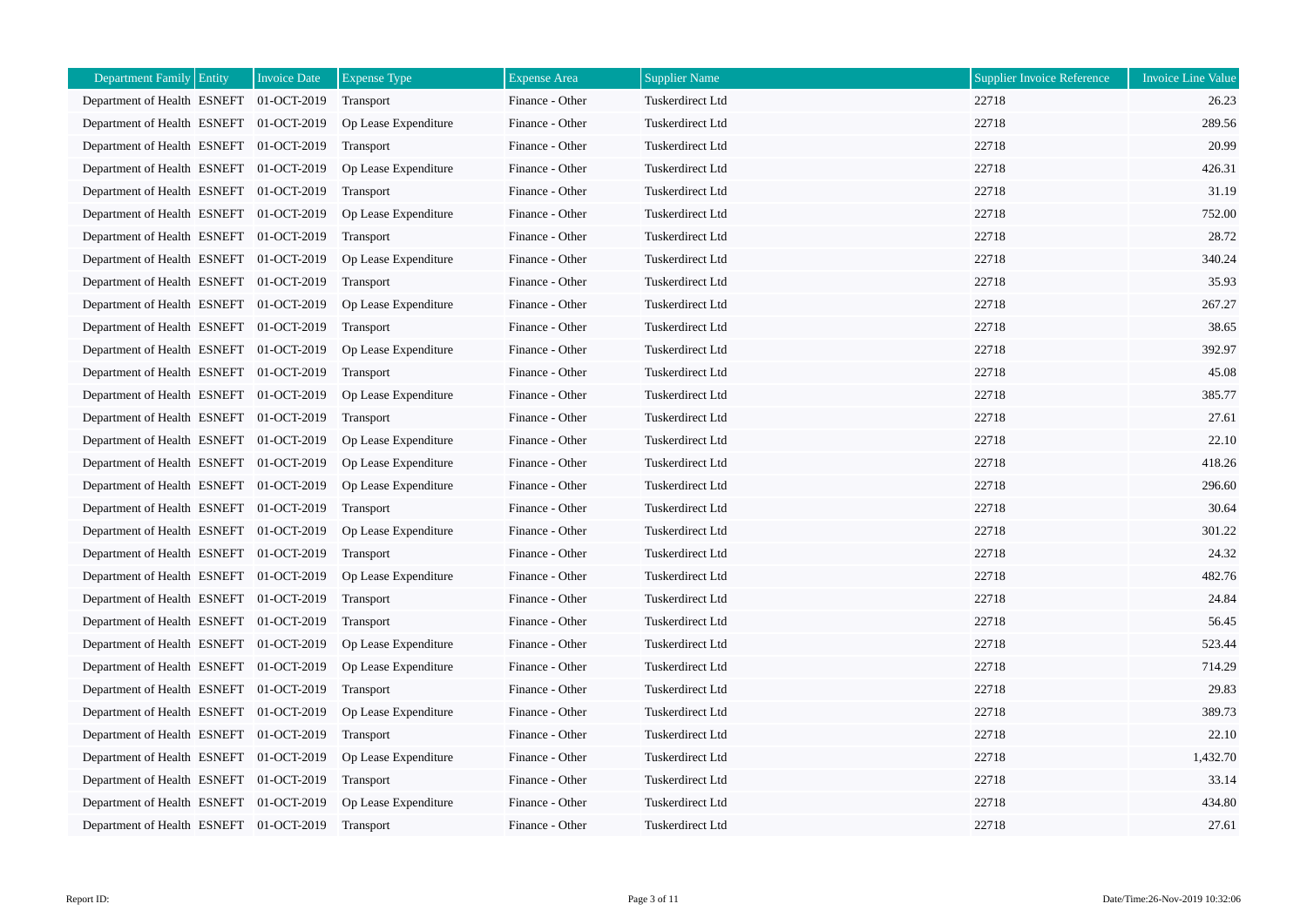| Department Family | Entity | Invoice Date | Expense Type | Expense Area | Supplier Name | Supplier Invoice Reference | Invoice Line Value |
|---|---|---|---|---|---|---|---|
| Department of Health | ESNEFT | 01-OCT-2019 | Transport | Finance - Other | Tuskerdirect Ltd | 22718 | 26.23 |
| Department of Health | ESNEFT | 01-OCT-2019 | Op Lease Expenditure | Finance - Other | Tuskerdirect Ltd | 22718 | 289.56 |
| Department of Health | ESNEFT | 01-OCT-2019 | Transport | Finance - Other | Tuskerdirect Ltd | 22718 | 20.99 |
| Department of Health | ESNEFT | 01-OCT-2019 | Op Lease Expenditure | Finance - Other | Tuskerdirect Ltd | 22718 | 426.31 |
| Department of Health | ESNEFT | 01-OCT-2019 | Transport | Finance - Other | Tuskerdirect Ltd | 22718 | 31.19 |
| Department of Health | ESNEFT | 01-OCT-2019 | Op Lease Expenditure | Finance - Other | Tuskerdirect Ltd | 22718 | 752.00 |
| Department of Health | ESNEFT | 01-OCT-2019 | Transport | Finance - Other | Tuskerdirect Ltd | 22718 | 28.72 |
| Department of Health | ESNEFT | 01-OCT-2019 | Op Lease Expenditure | Finance - Other | Tuskerdirect Ltd | 22718 | 340.24 |
| Department of Health | ESNEFT | 01-OCT-2019 | Transport | Finance - Other | Tuskerdirect Ltd | 22718 | 35.93 |
| Department of Health | ESNEFT | 01-OCT-2019 | Op Lease Expenditure | Finance - Other | Tuskerdirect Ltd | 22718 | 267.27 |
| Department of Health | ESNEFT | 01-OCT-2019 | Transport | Finance - Other | Tuskerdirect Ltd | 22718 | 38.65 |
| Department of Health | ESNEFT | 01-OCT-2019 | Op Lease Expenditure | Finance - Other | Tuskerdirect Ltd | 22718 | 392.97 |
| Department of Health | ESNEFT | 01-OCT-2019 | Transport | Finance - Other | Tuskerdirect Ltd | 22718 | 45.08 |
| Department of Health | ESNEFT | 01-OCT-2019 | Op Lease Expenditure | Finance - Other | Tuskerdirect Ltd | 22718 | 385.77 |
| Department of Health | ESNEFT | 01-OCT-2019 | Transport | Finance - Other | Tuskerdirect Ltd | 22718 | 27.61 |
| Department of Health | ESNEFT | 01-OCT-2019 | Op Lease Expenditure | Finance - Other | Tuskerdirect Ltd | 22718 | 22.10 |
| Department of Health | ESNEFT | 01-OCT-2019 | Op Lease Expenditure | Finance - Other | Tuskerdirect Ltd | 22718 | 418.26 |
| Department of Health | ESNEFT | 01-OCT-2019 | Op Lease Expenditure | Finance - Other | Tuskerdirect Ltd | 22718 | 296.60 |
| Department of Health | ESNEFT | 01-OCT-2019 | Transport | Finance - Other | Tuskerdirect Ltd | 22718 | 30.64 |
| Department of Health | ESNEFT | 01-OCT-2019 | Op Lease Expenditure | Finance - Other | Tuskerdirect Ltd | 22718 | 301.22 |
| Department of Health | ESNEFT | 01-OCT-2019 | Transport | Finance - Other | Tuskerdirect Ltd | 22718 | 24.32 |
| Department of Health | ESNEFT | 01-OCT-2019 | Op Lease Expenditure | Finance - Other | Tuskerdirect Ltd | 22718 | 482.76 |
| Department of Health | ESNEFT | 01-OCT-2019 | Transport | Finance - Other | Tuskerdirect Ltd | 22718 | 24.84 |
| Department of Health | ESNEFT | 01-OCT-2019 | Transport | Finance - Other | Tuskerdirect Ltd | 22718 | 56.45 |
| Department of Health | ESNEFT | 01-OCT-2019 | Op Lease Expenditure | Finance - Other | Tuskerdirect Ltd | 22718 | 523.44 |
| Department of Health | ESNEFT | 01-OCT-2019 | Op Lease Expenditure | Finance - Other | Tuskerdirect Ltd | 22718 | 714.29 |
| Department of Health | ESNEFT | 01-OCT-2019 | Transport | Finance - Other | Tuskerdirect Ltd | 22718 | 29.83 |
| Department of Health | ESNEFT | 01-OCT-2019 | Op Lease Expenditure | Finance - Other | Tuskerdirect Ltd | 22718 | 389.73 |
| Department of Health | ESNEFT | 01-OCT-2019 | Transport | Finance - Other | Tuskerdirect Ltd | 22718 | 22.10 |
| Department of Health | ESNEFT | 01-OCT-2019 | Op Lease Expenditure | Finance - Other | Tuskerdirect Ltd | 22718 | 1,432.70 |
| Department of Health | ESNEFT | 01-OCT-2019 | Transport | Finance - Other | Tuskerdirect Ltd | 22718 | 33.14 |
| Department of Health | ESNEFT | 01-OCT-2019 | Op Lease Expenditure | Finance - Other | Tuskerdirect Ltd | 22718 | 434.80 |
| Department of Health | ESNEFT | 01-OCT-2019 | Transport | Finance - Other | Tuskerdirect Ltd | 22718 | 27.61 |

Report ID:

Date/Time:26-Nov-2019 10:32:06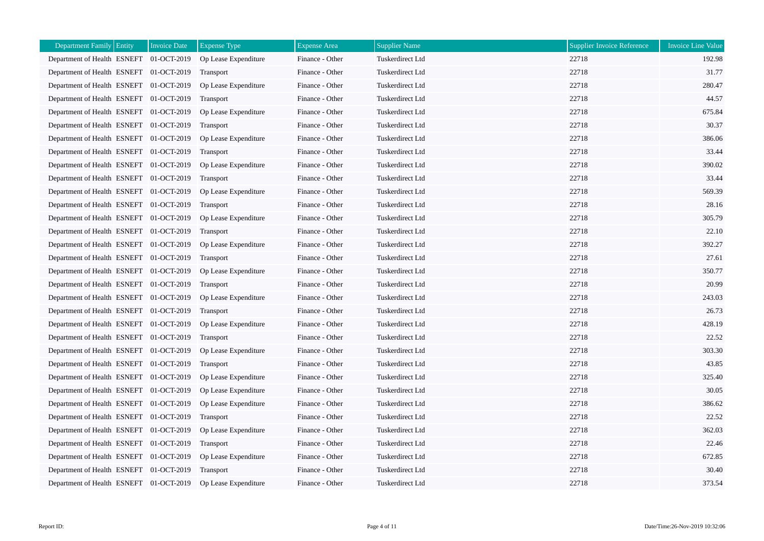| Department Family | Entity | Invoice Date | Expense Type | Expense Area | Supplier Name | Supplier Invoice Reference | Invoice Line Value |
|---|---|---|---|---|---|---|---|
| Department of Health | ESNEFT | 01-OCT-2019 | Op Lease Expenditure | Finance - Other | Tuskerdirect Ltd | 22718 | 192.98 |
| Department of Health | ESNEFT | 01-OCT-2019 | Transport | Finance - Other | Tuskerdirect Ltd | 22718 | 31.77 |
| Department of Health | ESNEFT | 01-OCT-2019 | Op Lease Expenditure | Finance - Other | Tuskerdirect Ltd | 22718 | 280.47 |
| Department of Health | ESNEFT | 01-OCT-2019 | Transport | Finance - Other | Tuskerdirect Ltd | 22718 | 44.57 |
| Department of Health | ESNEFT | 01-OCT-2019 | Op Lease Expenditure | Finance - Other | Tuskerdirect Ltd | 22718 | 675.84 |
| Department of Health | ESNEFT | 01-OCT-2019 | Transport | Finance - Other | Tuskerdirect Ltd | 22718 | 30.37 |
| Department of Health | ESNEFT | 01-OCT-2019 | Op Lease Expenditure | Finance - Other | Tuskerdirect Ltd | 22718 | 386.06 |
| Department of Health | ESNEFT | 01-OCT-2019 | Transport | Finance - Other | Tuskerdirect Ltd | 22718 | 33.44 |
| Department of Health | ESNEFT | 01-OCT-2019 | Op Lease Expenditure | Finance - Other | Tuskerdirect Ltd | 22718 | 390.02 |
| Department of Health | ESNEFT | 01-OCT-2019 | Transport | Finance - Other | Tuskerdirect Ltd | 22718 | 33.44 |
| Department of Health | ESNEFT | 01-OCT-2019 | Op Lease Expenditure | Finance - Other | Tuskerdirect Ltd | 22718 | 569.39 |
| Department of Health | ESNEFT | 01-OCT-2019 | Transport | Finance - Other | Tuskerdirect Ltd | 22718 | 28.16 |
| Department of Health | ESNEFT | 01-OCT-2019 | Op Lease Expenditure | Finance - Other | Tuskerdirect Ltd | 22718 | 305.79 |
| Department of Health | ESNEFT | 01-OCT-2019 | Transport | Finance - Other | Tuskerdirect Ltd | 22718 | 22.10 |
| Department of Health | ESNEFT | 01-OCT-2019 | Op Lease Expenditure | Finance - Other | Tuskerdirect Ltd | 22718 | 392.27 |
| Department of Health | ESNEFT | 01-OCT-2019 | Transport | Finance - Other | Tuskerdirect Ltd | 22718 | 27.61 |
| Department of Health | ESNEFT | 01-OCT-2019 | Op Lease Expenditure | Finance - Other | Tuskerdirect Ltd | 22718 | 350.77 |
| Department of Health | ESNEFT | 01-OCT-2019 | Transport | Finance - Other | Tuskerdirect Ltd | 22718 | 20.99 |
| Department of Health | ESNEFT | 01-OCT-2019 | Op Lease Expenditure | Finance - Other | Tuskerdirect Ltd | 22718 | 243.03 |
| Department of Health | ESNEFT | 01-OCT-2019 | Transport | Finance - Other | Tuskerdirect Ltd | 22718 | 26.73 |
| Department of Health | ESNEFT | 01-OCT-2019 | Op Lease Expenditure | Finance - Other | Tuskerdirect Ltd | 22718 | 428.19 |
| Department of Health | ESNEFT | 01-OCT-2019 | Transport | Finance - Other | Tuskerdirect Ltd | 22718 | 22.52 |
| Department of Health | ESNEFT | 01-OCT-2019 | Op Lease Expenditure | Finance - Other | Tuskerdirect Ltd | 22718 | 303.30 |
| Department of Health | ESNEFT | 01-OCT-2019 | Transport | Finance - Other | Tuskerdirect Ltd | 22718 | 43.85 |
| Department of Health | ESNEFT | 01-OCT-2019 | Op Lease Expenditure | Finance - Other | Tuskerdirect Ltd | 22718 | 325.40 |
| Department of Health | ESNEFT | 01-OCT-2019 | Op Lease Expenditure | Finance - Other | Tuskerdirect Ltd | 22718 | 30.05 |
| Department of Health | ESNEFT | 01-OCT-2019 | Op Lease Expenditure | Finance - Other | Tuskerdirect Ltd | 22718 | 386.62 |
| Department of Health | ESNEFT | 01-OCT-2019 | Transport | Finance - Other | Tuskerdirect Ltd | 22718 | 22.52 |
| Department of Health | ESNEFT | 01-OCT-2019 | Op Lease Expenditure | Finance - Other | Tuskerdirect Ltd | 22718 | 362.03 |
| Department of Health | ESNEFT | 01-OCT-2019 | Transport | Finance - Other | Tuskerdirect Ltd | 22718 | 22.46 |
| Department of Health | ESNEFT | 01-OCT-2019 | Op Lease Expenditure | Finance - Other | Tuskerdirect Ltd | 22718 | 672.85 |
| Department of Health | ESNEFT | 01-OCT-2019 | Transport | Finance - Other | Tuskerdirect Ltd | 22718 | 30.40 |
| Department of Health | ESNEFT | 01-OCT-2019 | Op Lease Expenditure | Finance - Other | Tuskerdirect Ltd | 22718 | 373.54 |

Report ID:

Date/Time:26-Nov-2019 10:32:06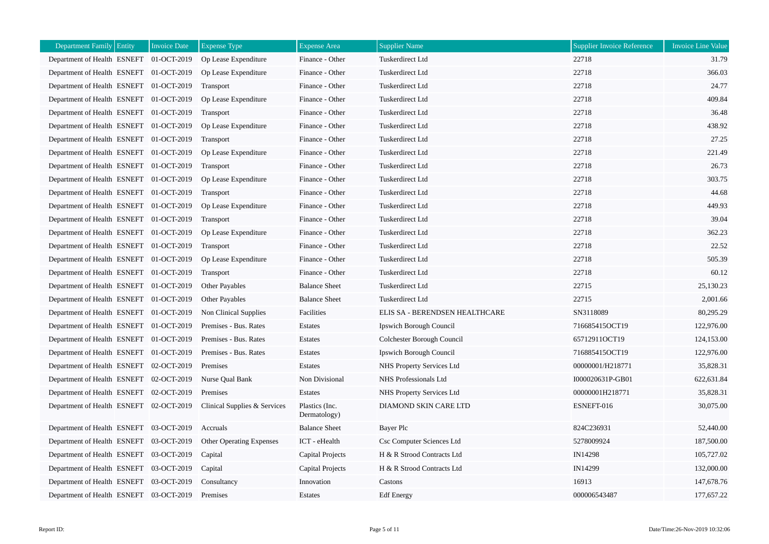| Department Family | Entity | Invoice Date | Expense Type | Expense Area | Supplier Name | Supplier Invoice Reference | Invoice Line Value |
|---|---|---|---|---|---|---|---|
| Department of Health | ESNEFT | 01-OCT-2019 | Op Lease Expenditure | Finance - Other | Tuskerdirect Ltd | 22718 | 31.79 |
| Department of Health | ESNEFT | 01-OCT-2019 | Op Lease Expenditure | Finance - Other | Tuskerdirect Ltd | 22718 | 366.03 |
| Department of Health | ESNEFT | 01-OCT-2019 | Transport | Finance - Other | Tuskerdirect Ltd | 22718 | 24.77 |
| Department of Health | ESNEFT | 01-OCT-2019 | Op Lease Expenditure | Finance - Other | Tuskerdirect Ltd | 22718 | 409.84 |
| Department of Health | ESNEFT | 01-OCT-2019 | Transport | Finance - Other | Tuskerdirect Ltd | 22718 | 36.48 |
| Department of Health | ESNEFT | 01-OCT-2019 | Op Lease Expenditure | Finance - Other | Tuskerdirect Ltd | 22718 | 438.92 |
| Department of Health | ESNEFT | 01-OCT-2019 | Transport | Finance - Other | Tuskerdirect Ltd | 22718 | 27.25 |
| Department of Health | ESNEFT | 01-OCT-2019 | Op Lease Expenditure | Finance - Other | Tuskerdirect Ltd | 22718 | 221.49 |
| Department of Health | ESNEFT | 01-OCT-2019 | Transport | Finance - Other | Tuskerdirect Ltd | 22718 | 26.73 |
| Department of Health | ESNEFT | 01-OCT-2019 | Op Lease Expenditure | Finance - Other | Tuskerdirect Ltd | 22718 | 303.75 |
| Department of Health | ESNEFT | 01-OCT-2019 | Transport | Finance - Other | Tuskerdirect Ltd | 22718 | 44.68 |
| Department of Health | ESNEFT | 01-OCT-2019 | Op Lease Expenditure | Finance - Other | Tuskerdirect Ltd | 22718 | 449.93 |
| Department of Health | ESNEFT | 01-OCT-2019 | Transport | Finance - Other | Tuskerdirect Ltd | 22718 | 39.04 |
| Department of Health | ESNEFT | 01-OCT-2019 | Op Lease Expenditure | Finance - Other | Tuskerdirect Ltd | 22718 | 362.23 |
| Department of Health | ESNEFT | 01-OCT-2019 | Transport | Finance - Other | Tuskerdirect Ltd | 22718 | 22.52 |
| Department of Health | ESNEFT | 01-OCT-2019 | Op Lease Expenditure | Finance - Other | Tuskerdirect Ltd | 22718 | 505.39 |
| Department of Health | ESNEFT | 01-OCT-2019 | Transport | Finance - Other | Tuskerdirect Ltd | 22718 | 60.12 |
| Department of Health | ESNEFT | 01-OCT-2019 | Other Payables | Balance Sheet | Tuskerdirect Ltd | 22715 | 25,130.23 |
| Department of Health | ESNEFT | 01-OCT-2019 | Other Payables | Balance Sheet | Tuskerdirect Ltd | 22715 | 2,001.66 |
| Department of Health | ESNEFT | 01-OCT-2019 | Non Clinical Supplies | Facilities | ELIS SA - BERENDSEN HEALTHCARE | SN3118089 | 80,295.29 |
| Department of Health | ESNEFT | 01-OCT-2019 | Premises - Bus. Rates | Estates | Ipswich Borough Council | 716685415OCT19 | 122,976.00 |
| Department of Health | ESNEFT | 01-OCT-2019 | Premises - Bus. Rates | Estates | Colchester Borough Council | 65712911OCT19 | 124,153.00 |
| Department of Health | ESNEFT | 01-OCT-2019 | Premises - Bus. Rates | Estates | Ipswich Borough Council | 716885415OCT19 | 122,976.00 |
| Department of Health | ESNEFT | 02-OCT-2019 | Premises | Estates | NHS Property Services Ltd | 00000001/H218771 | 35,828.31 |
| Department of Health | ESNEFT | 02-OCT-2019 | Nurse Qual Bank | Non Divisional | NHS Professionals Ltd | I000020631P-GB01 | 622,631.84 |
| Department of Health | ESNEFT | 02-OCT-2019 | Premises | Estates | NHS Property Services Ltd | 00000001H218771 | 35,828.31 |
| Department of Health | ESNEFT | 02-OCT-2019 | Clinical Supplies & Services | Plastics (Inc. Dermatology) | DIAMOND SKIN CARE LTD | ESNEFT-016 | 30,075.00 |
| Department of Health | ESNEFT | 03-OCT-2019 | Accruals | Balance Sheet | Bayer Plc | 824C236931 | 52,440.00 |
| Department of Health | ESNEFT | 03-OCT-2019 | Other Operating Expenses | ICT - eHealth | Csc Computer Sciences Ltd | 5278009924 | 187,500.00 |
| Department of Health | ESNEFT | 03-OCT-2019 | Capital | Capital Projects | H & R Strood Contracts Ltd | IN14298 | 105,727.02 |
| Department of Health | ESNEFT | 03-OCT-2019 | Capital | Capital Projects | H & R Strood Contracts Ltd | IN14299 | 132,000.00 |
| Department of Health | ESNEFT | 03-OCT-2019 | Consultancy | Innovation | Castons | 16913 | 147,678.76 |
| Department of Health | ESNEFT | 03-OCT-2019 | Premises | Estates | Edf Energy | 000006543487 | 177,657.22 |

Report ID:

Date/Time:26-Nov-2019 10:32:06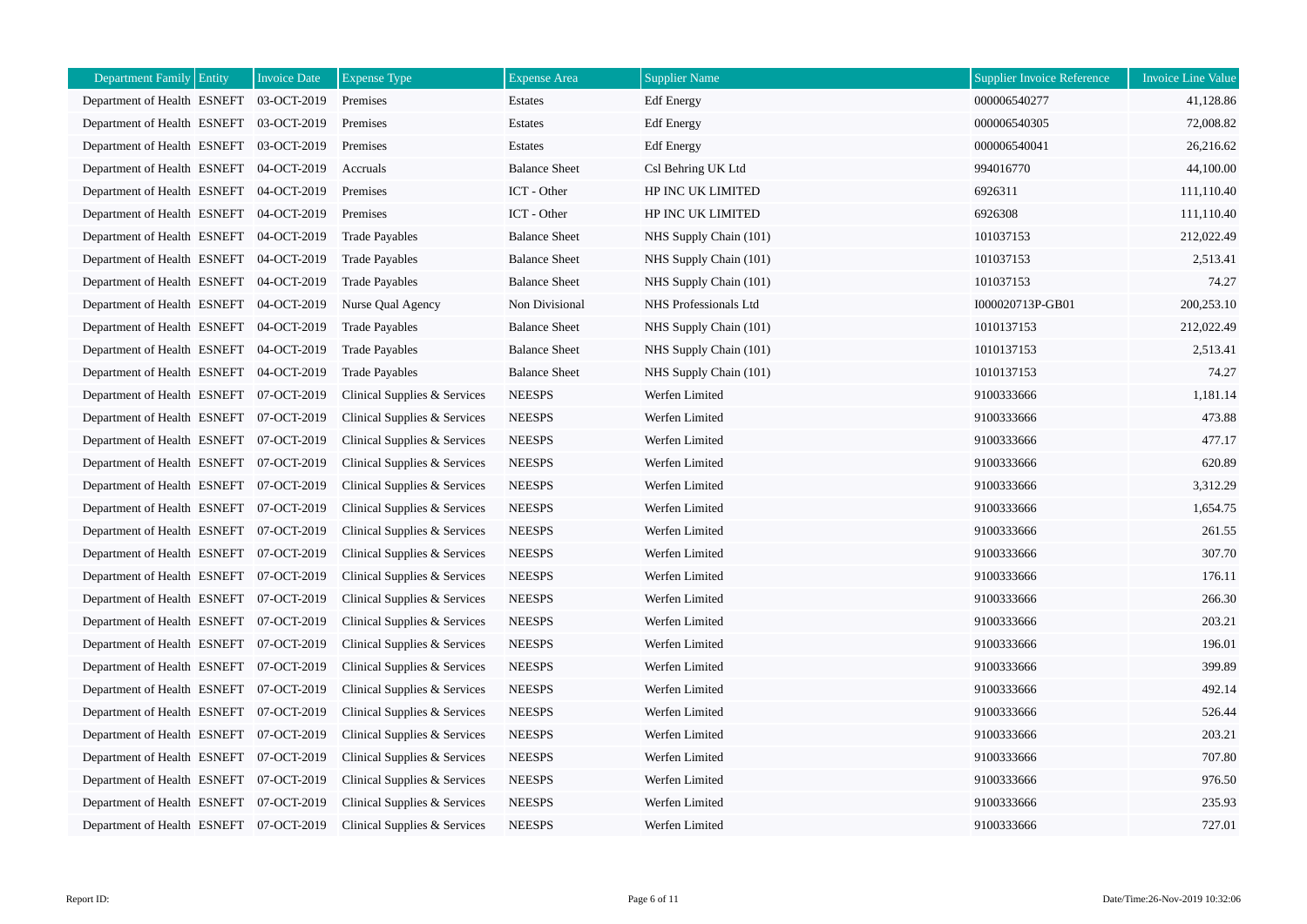| Department Family | Entity | Invoice Date | Expense Type | Expense Area | Supplier Name | Supplier Invoice Reference | Invoice Line Value |
|---|---|---|---|---|---|---|---|
| Department of Health | ESNEFT | 03-OCT-2019 | Premises | Estates | Edf Energy | 000006540277 | 41,128.86 |
| Department of Health | ESNEFT | 03-OCT-2019 | Premises | Estates | Edf Energy | 000006540305 | 72,008.82 |
| Department of Health | ESNEFT | 03-OCT-2019 | Premises | Estates | Edf Energy | 000006540041 | 26,216.62 |
| Department of Health | ESNEFT | 04-OCT-2019 | Accruals | Balance Sheet | Csl Behring UK Ltd | 994016770 | 44,100.00 |
| Department of Health | ESNEFT | 04-OCT-2019 | Premises | ICT - Other | HP INC UK LIMITED | 6926311 | 111,110.40 |
| Department of Health | ESNEFT | 04-OCT-2019 | Premises | ICT - Other | HP INC UK LIMITED | 6926308 | 111,110.40 |
| Department of Health | ESNEFT | 04-OCT-2019 | Trade Payables | Balance Sheet | NHS Supply Chain (101) | 101037153 | 212,022.49 |
| Department of Health | ESNEFT | 04-OCT-2019 | Trade Payables | Balance Sheet | NHS Supply Chain (101) | 101037153 | 2,513.41 |
| Department of Health | ESNEFT | 04-OCT-2019 | Trade Payables | Balance Sheet | NHS Supply Chain (101) | 101037153 | 74.27 |
| Department of Health | ESNEFT | 04-OCT-2019 | Nurse Qual Agency | Non Divisional | NHS Professionals Ltd | I000020713P-GB01 | 200,253.10 |
| Department of Health | ESNEFT | 04-OCT-2019 | Trade Payables | Balance Sheet | NHS Supply Chain (101) | 1010137153 | 212,022.49 |
| Department of Health | ESNEFT | 04-OCT-2019 | Trade Payables | Balance Sheet | NHS Supply Chain (101) | 1010137153 | 2,513.41 |
| Department of Health | ESNEFT | 04-OCT-2019 | Trade Payables | Balance Sheet | NHS Supply Chain (101) | 1010137153 | 74.27 |
| Department of Health | ESNEFT | 07-OCT-2019 | Clinical Supplies & Services | NEESPS | Werfen Limited | 9100333666 | 1,181.14 |
| Department of Health | ESNEFT | 07-OCT-2019 | Clinical Supplies & Services | NEESPS | Werfen Limited | 9100333666 | 473.88 |
| Department of Health | ESNEFT | 07-OCT-2019 | Clinical Supplies & Services | NEESPS | Werfen Limited | 9100333666 | 477.17 |
| Department of Health | ESNEFT | 07-OCT-2019 | Clinical Supplies & Services | NEESPS | Werfen Limited | 9100333666 | 620.89 |
| Department of Health | ESNEFT | 07-OCT-2019 | Clinical Supplies & Services | NEESPS | Werfen Limited | 9100333666 | 3,312.29 |
| Department of Health | ESNEFT | 07-OCT-2019 | Clinical Supplies & Services | NEESPS | Werfen Limited | 9100333666 | 1,654.75 |
| Department of Health | ESNEFT | 07-OCT-2019 | Clinical Supplies & Services | NEESPS | Werfen Limited | 9100333666 | 261.55 |
| Department of Health | ESNEFT | 07-OCT-2019 | Clinical Supplies & Services | NEESPS | Werfen Limited | 9100333666 | 307.70 |
| Department of Health | ESNEFT | 07-OCT-2019 | Clinical Supplies & Services | NEESPS | Werfen Limited | 9100333666 | 176.11 |
| Department of Health | ESNEFT | 07-OCT-2019 | Clinical Supplies & Services | NEESPS | Werfen Limited | 9100333666 | 266.30 |
| Department of Health | ESNEFT | 07-OCT-2019 | Clinical Supplies & Services | NEESPS | Werfen Limited | 9100333666 | 203.21 |
| Department of Health | ESNEFT | 07-OCT-2019 | Clinical Supplies & Services | NEESPS | Werfen Limited | 9100333666 | 196.01 |
| Department of Health | ESNEFT | 07-OCT-2019 | Clinical Supplies & Services | NEESPS | Werfen Limited | 9100333666 | 399.89 |
| Department of Health | ESNEFT | 07-OCT-2019 | Clinical Supplies & Services | NEESPS | Werfen Limited | 9100333666 | 492.14 |
| Department of Health | ESNEFT | 07-OCT-2019 | Clinical Supplies & Services | NEESPS | Werfen Limited | 9100333666 | 526.44 |
| Department of Health | ESNEFT | 07-OCT-2019 | Clinical Supplies & Services | NEESPS | Werfen Limited | 9100333666 | 203.21 |
| Department of Health | ESNEFT | 07-OCT-2019 | Clinical Supplies & Services | NEESPS | Werfen Limited | 9100333666 | 707.80 |
| Department of Health | ESNEFT | 07-OCT-2019 | Clinical Supplies & Services | NEESPS | Werfen Limited | 9100333666 | 976.50 |
| Department of Health | ESNEFT | 07-OCT-2019 | Clinical Supplies & Services | NEESPS | Werfen Limited | 9100333666 | 235.93 |
| Department of Health | ESNEFT | 07-OCT-2019 | Clinical Supplies & Services | NEESPS | Werfen Limited | 9100333666 | 727.01 |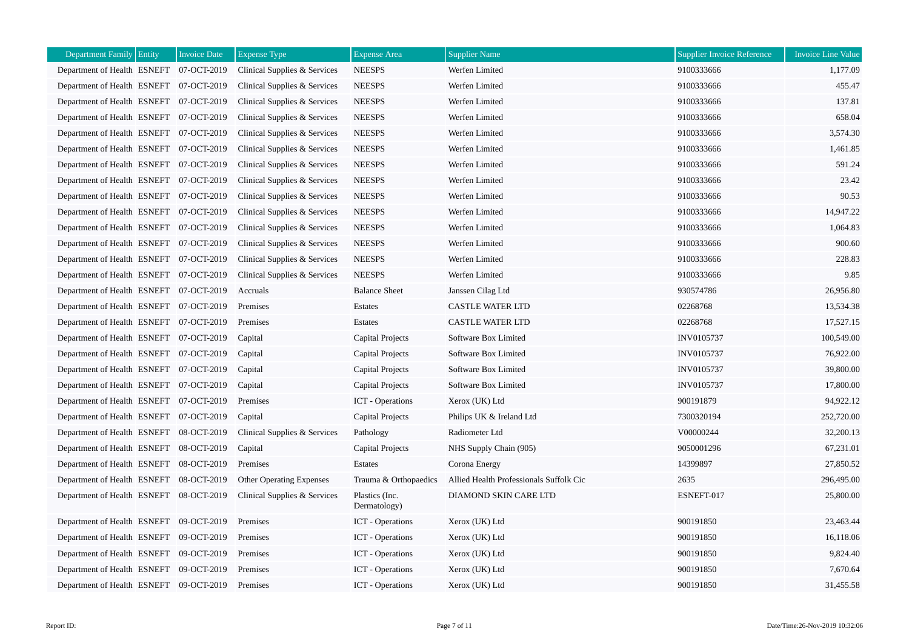| Department Family | Entity | Invoice Date | Expense Type | Expense Area | Supplier Name | Supplier Invoice Reference | Invoice Line Value |
|---|---|---|---|---|---|---|---|
| Department of Health | ESNEFT | 07-OCT-2019 | Clinical Supplies & Services | NEESPS | Werfen Limited | 9100333666 | 1,177.09 |
| Department of Health | ESNEFT | 07-OCT-2019 | Clinical Supplies & Services | NEESPS | Werfen Limited | 9100333666 | 455.47 |
| Department of Health | ESNEFT | 07-OCT-2019 | Clinical Supplies & Services | NEESPS | Werfen Limited | 9100333666 | 137.81 |
| Department of Health | ESNEFT | 07-OCT-2019 | Clinical Supplies & Services | NEESPS | Werfen Limited | 9100333666 | 658.04 |
| Department of Health | ESNEFT | 07-OCT-2019 | Clinical Supplies & Services | NEESPS | Werfen Limited | 9100333666 | 3,574.30 |
| Department of Health | ESNEFT | 07-OCT-2019 | Clinical Supplies & Services | NEESPS | Werfen Limited | 9100333666 | 1,461.85 |
| Department of Health | ESNEFT | 07-OCT-2019 | Clinical Supplies & Services | NEESPS | Werfen Limited | 9100333666 | 591.24 |
| Department of Health | ESNEFT | 07-OCT-2019 | Clinical Supplies & Services | NEESPS | Werfen Limited | 9100333666 | 23.42 |
| Department of Health | ESNEFT | 07-OCT-2019 | Clinical Supplies & Services | NEESPS | Werfen Limited | 9100333666 | 90.53 |
| Department of Health | ESNEFT | 07-OCT-2019 | Clinical Supplies & Services | NEESPS | Werfen Limited | 9100333666 | 14,947.22 |
| Department of Health | ESNEFT | 07-OCT-2019 | Clinical Supplies & Services | NEESPS | Werfen Limited | 9100333666 | 1,064.83 |
| Department of Health | ESNEFT | 07-OCT-2019 | Clinical Supplies & Services | NEESPS | Werfen Limited | 9100333666 | 900.60 |
| Department of Health | ESNEFT | 07-OCT-2019 | Clinical Supplies & Services | NEESPS | Werfen Limited | 9100333666 | 228.83 |
| Department of Health | ESNEFT | 07-OCT-2019 | Clinical Supplies & Services | NEESPS | Werfen Limited | 9100333666 | 9.85 |
| Department of Health | ESNEFT | 07-OCT-2019 | Accruals | Balance Sheet | Janssen Cilag Ltd | 930574786 | 26,956.80 |
| Department of Health | ESNEFT | 07-OCT-2019 | Premises | Estates | CASTLE WATER LTD | 02268768 | 13,534.38 |
| Department of Health | ESNEFT | 07-OCT-2019 | Premises | Estates | CASTLE WATER LTD | 02268768 | 17,527.15 |
| Department of Health | ESNEFT | 07-OCT-2019 | Capital | Capital Projects | Software Box Limited | INV0105737 | 100,549.00 |
| Department of Health | ESNEFT | 07-OCT-2019 | Capital | Capital Projects | Software Box Limited | INV0105737 | 76,922.00 |
| Department of Health | ESNEFT | 07-OCT-2019 | Capital | Capital Projects | Software Box Limited | INV0105737 | 39,800.00 |
| Department of Health | ESNEFT | 07-OCT-2019 | Capital | Capital Projects | Software Box Limited | INV0105737 | 17,800.00 |
| Department of Health | ESNEFT | 07-OCT-2019 | Premises | ICT - Operations | Xerox (UK) Ltd | 900191879 | 94,922.12 |
| Department of Health | ESNEFT | 07-OCT-2019 | Capital | Capital Projects | Philips UK & Ireland Ltd | 7300320194 | 252,720.00 |
| Department of Health | ESNEFT | 08-OCT-2019 | Clinical Supplies & Services | Pathology | Radiometer Ltd | V00000244 | 32,200.13 |
| Department of Health | ESNEFT | 08-OCT-2019 | Capital | Capital Projects | NHS Supply Chain (905) | 9050001296 | 67,231.01 |
| Department of Health | ESNEFT | 08-OCT-2019 | Premises | Estates | Corona Energy | 14399897 | 27,850.52 |
| Department of Health | ESNEFT | 08-OCT-2019 | Other Operating Expenses | Trauma & Orthopaedics | Allied Health Professionals Suffolk Cic | 2635 | 296,495.00 |
| Department of Health | ESNEFT | 08-OCT-2019 | Clinical Supplies & Services | Plastics (Inc. Dermatology) | DIAMOND SKIN CARE LTD | ESNEFT-017 | 25,800.00 |
| Department of Health | ESNEFT | 09-OCT-2019 | Premises | ICT - Operations | Xerox (UK) Ltd | 900191850 | 23,463.44 |
| Department of Health | ESNEFT | 09-OCT-2019 | Premises | ICT - Operations | Xerox (UK) Ltd | 900191850 | 16,118.06 |
| Department of Health | ESNEFT | 09-OCT-2019 | Premises | ICT - Operations | Xerox (UK) Ltd | 900191850 | 9,824.40 |
| Department of Health | ESNEFT | 09-OCT-2019 | Premises | ICT - Operations | Xerox (UK) Ltd | 900191850 | 7,670.64 |
| Department of Health | ESNEFT | 09-OCT-2019 | Premises | ICT - Operations | Xerox (UK) Ltd | 900191850 | 31,455.58 |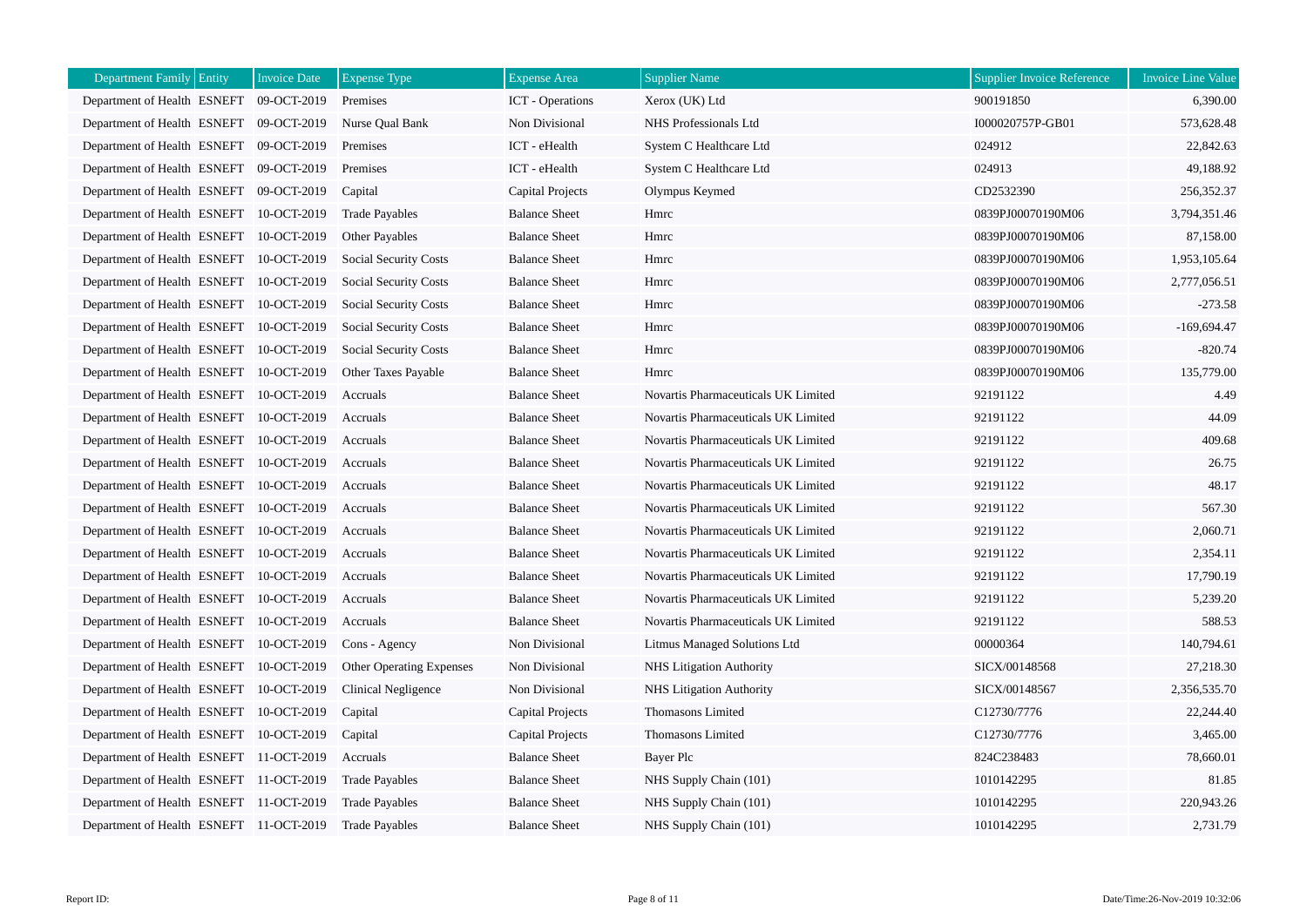| Department Family | Entity | Invoice Date | Expense Type | Expense Area | Supplier Name | Supplier Invoice Reference | Invoice Line Value |
|---|---|---|---|---|---|---|---|
| Department of Health | ESNEFT | 09-OCT-2019 | Premises | ICT - Operations | Xerox (UK) Ltd | 900191850 | 6,390.00 |
| Department of Health | ESNEFT | 09-OCT-2019 | Nurse Qual Bank | Non Divisional | NHS Professionals Ltd | I000020757P-GB01 | 573,628.48 |
| Department of Health | ESNEFT | 09-OCT-2019 | Premises | ICT - eHealth | System C Healthcare Ltd | 024912 | 22,842.63 |
| Department of Health | ESNEFT | 09-OCT-2019 | Premises | ICT - eHealth | System C Healthcare Ltd | 024913 | 49,188.92 |
| Department of Health | ESNEFT | 09-OCT-2019 | Capital | Capital Projects | Olympus Keymed | CD2532390 | 256,352.37 |
| Department of Health | ESNEFT | 10-OCT-2019 | Trade Payables | Balance Sheet | Hmrc | 0839PJ00070190M06 | 3,794,351.46 |
| Department of Health | ESNEFT | 10-OCT-2019 | Other Payables | Balance Sheet | Hmrc | 0839PJ00070190M06 | 87,158.00 |
| Department of Health | ESNEFT | 10-OCT-2019 | Social Security Costs | Balance Sheet | Hmrc | 0839PJ00070190M06 | 1,953,105.64 |
| Department of Health | ESNEFT | 10-OCT-2019 | Social Security Costs | Balance Sheet | Hmrc | 0839PJ00070190M06 | 2,777,056.51 |
| Department of Health | ESNEFT | 10-OCT-2019 | Social Security Costs | Balance Sheet | Hmrc | 0839PJ00070190M06 | -273.58 |
| Department of Health | ESNEFT | 10-OCT-2019 | Social Security Costs | Balance Sheet | Hmrc | 0839PJ00070190M06 | -169,694.47 |
| Department of Health | ESNEFT | 10-OCT-2019 | Social Security Costs | Balance Sheet | Hmrc | 0839PJ00070190M06 | -820.74 |
| Department of Health | ESNEFT | 10-OCT-2019 | Other Taxes Payable | Balance Sheet | Hmrc | 0839PJ00070190M06 | 135,779.00 |
| Department of Health | ESNEFT | 10-OCT-2019 | Accruals | Balance Sheet | Novartis Pharmaceuticals UK Limited | 92191122 | 4.49 |
| Department of Health | ESNEFT | 10-OCT-2019 | Accruals | Balance Sheet | Novartis Pharmaceuticals UK Limited | 92191122 | 44.09 |
| Department of Health | ESNEFT | 10-OCT-2019 | Accruals | Balance Sheet | Novartis Pharmaceuticals UK Limited | 92191122 | 409.68 |
| Department of Health | ESNEFT | 10-OCT-2019 | Accruals | Balance Sheet | Novartis Pharmaceuticals UK Limited | 92191122 | 26.75 |
| Department of Health | ESNEFT | 10-OCT-2019 | Accruals | Balance Sheet | Novartis Pharmaceuticals UK Limited | 92191122 | 48.17 |
| Department of Health | ESNEFT | 10-OCT-2019 | Accruals | Balance Sheet | Novartis Pharmaceuticals UK Limited | 92191122 | 567.30 |
| Department of Health | ESNEFT | 10-OCT-2019 | Accruals | Balance Sheet | Novartis Pharmaceuticals UK Limited | 92191122 | 2,060.71 |
| Department of Health | ESNEFT | 10-OCT-2019 | Accruals | Balance Sheet | Novartis Pharmaceuticals UK Limited | 92191122 | 2,354.11 |
| Department of Health | ESNEFT | 10-OCT-2019 | Accruals | Balance Sheet | Novartis Pharmaceuticals UK Limited | 92191122 | 17,790.19 |
| Department of Health | ESNEFT | 10-OCT-2019 | Accruals | Balance Sheet | Novartis Pharmaceuticals UK Limited | 92191122 | 5,239.20 |
| Department of Health | ESNEFT | 10-OCT-2019 | Accruals | Balance Sheet | Novartis Pharmaceuticals UK Limited | 92191122 | 588.53 |
| Department of Health | ESNEFT | 10-OCT-2019 | Cons - Agency | Non Divisional | Litmus Managed Solutions Ltd | 00000364 | 140,794.61 |
| Department of Health | ESNEFT | 10-OCT-2019 | Other Operating Expenses | Non Divisional | NHS Litigation Authority | SICX/00148568 | 27,218.30 |
| Department of Health | ESNEFT | 10-OCT-2019 | Clinical Negligence | Non Divisional | NHS Litigation Authority | SICX/00148567 | 2,356,535.70 |
| Department of Health | ESNEFT | 10-OCT-2019 | Capital | Capital Projects | Thomasons Limited | C12730/7776 | 22,244.40 |
| Department of Health | ESNEFT | 10-OCT-2019 | Capital | Capital Projects | Thomasons Limited | C12730/7776 | 3,465.00 |
| Department of Health | ESNEFT | 11-OCT-2019 | Accruals | Balance Sheet | Bayer Plc | 824C238483 | 78,660.01 |
| Department of Health | ESNEFT | 11-OCT-2019 | Trade Payables | Balance Sheet | NHS Supply Chain (101) | 1010142295 | 81.85 |
| Department of Health | ESNEFT | 11-OCT-2019 | Trade Payables | Balance Sheet | NHS Supply Chain (101) | 1010142295 | 220,943.26 |
| Department of Health | ESNEFT | 11-OCT-2019 | Trade Payables | Balance Sheet | NHS Supply Chain (101) | 1010142295 | 2,731.79 |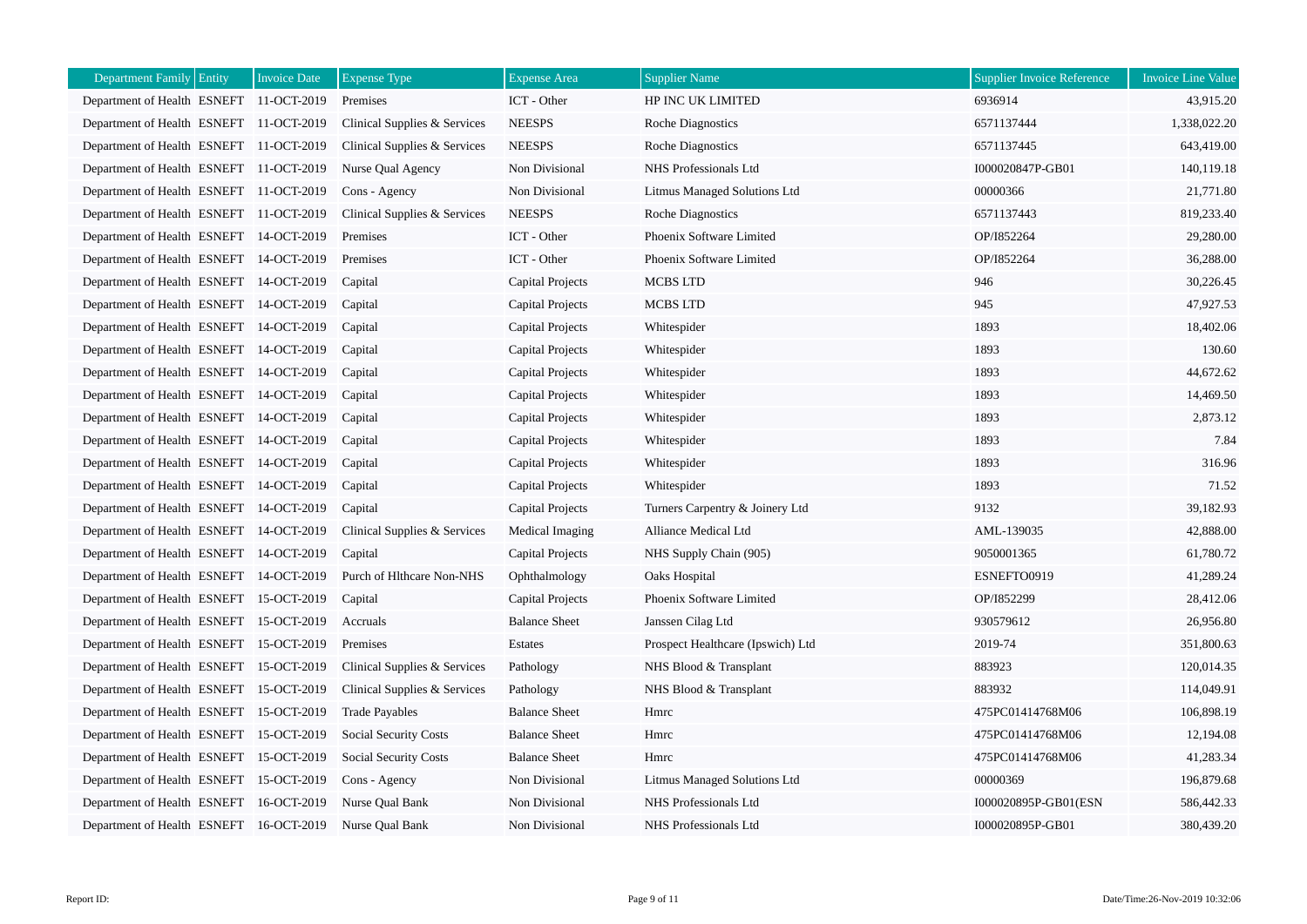| Department Family | Entity | Invoice Date | Expense Type | Expense Area | Supplier Name | Supplier Invoice Reference | Invoice Line Value |
|---|---|---|---|---|---|---|---|
| Department of Health | ESNEFT | 11-OCT-2019 | Premises | ICT - Other | HP INC UK LIMITED | 6936914 | 43,915.20 |
| Department of Health | ESNEFT | 11-OCT-2019 | Clinical Supplies & Services | NEESPS | Roche Diagnostics | 6571137444 | 1,338,022.20 |
| Department of Health | ESNEFT | 11-OCT-2019 | Clinical Supplies & Services | NEESPS | Roche Diagnostics | 6571137445 | 643,419.00 |
| Department of Health | ESNEFT | 11-OCT-2019 | Nurse Qual Agency | Non Divisional | NHS Professionals Ltd | I000020847P-GB01 | 140,119.18 |
| Department of Health | ESNEFT | 11-OCT-2019 | Cons - Agency | Non Divisional | Litmus Managed Solutions Ltd | 00000366 | 21,771.80 |
| Department of Health | ESNEFT | 11-OCT-2019 | Clinical Supplies & Services | NEESPS | Roche Diagnostics | 6571137443 | 819,233.40 |
| Department of Health | ESNEFT | 14-OCT-2019 | Premises | ICT - Other | Phoenix Software Limited | OP/I852264 | 29,280.00 |
| Department of Health | ESNEFT | 14-OCT-2019 | Premises | ICT - Other | Phoenix Software Limited | OP/I852264 | 36,288.00 |
| Department of Health | ESNEFT | 14-OCT-2019 | Capital | Capital Projects | MCBS LTD | 946 | 30,226.45 |
| Department of Health | ESNEFT | 14-OCT-2019 | Capital | Capital Projects | MCBS LTD | 945 | 47,927.53 |
| Department of Health | ESNEFT | 14-OCT-2019 | Capital | Capital Projects | Whitespider | 1893 | 18,402.06 |
| Department of Health | ESNEFT | 14-OCT-2019 | Capital | Capital Projects | Whitespider | 1893 | 130.60 |
| Department of Health | ESNEFT | 14-OCT-2019 | Capital | Capital Projects | Whitespider | 1893 | 44,672.62 |
| Department of Health | ESNEFT | 14-OCT-2019 | Capital | Capital Projects | Whitespider | 1893 | 14,469.50 |
| Department of Health | ESNEFT | 14-OCT-2019 | Capital | Capital Projects | Whitespider | 1893 | 2,873.12 |
| Department of Health | ESNEFT | 14-OCT-2019 | Capital | Capital Projects | Whitespider | 1893 | 7.84 |
| Department of Health | ESNEFT | 14-OCT-2019 | Capital | Capital Projects | Whitespider | 1893 | 316.96 |
| Department of Health | ESNEFT | 14-OCT-2019 | Capital | Capital Projects | Whitespider | 1893 | 71.52 |
| Department of Health | ESNEFT | 14-OCT-2019 | Capital | Capital Projects | Turners Carpentry & Joinery Ltd | 9132 | 39,182.93 |
| Department of Health | ESNEFT | 14-OCT-2019 | Clinical Supplies & Services | Medical Imaging | Alliance Medical Ltd | AML-139035 | 42,888.00 |
| Department of Health | ESNEFT | 14-OCT-2019 | Capital | Capital Projects | NHS Supply Chain (905) | 9050001365 | 61,780.72 |
| Department of Health | ESNEFT | 14-OCT-2019 | Purch of Hlthcare Non-NHS | Ophthalmology | Oaks Hospital | ESNEFTO0919 | 41,289.24 |
| Department of Health | ESNEFT | 15-OCT-2019 | Capital | Capital Projects | Phoenix Software Limited | OP/I852299 | 28,412.06 |
| Department of Health | ESNEFT | 15-OCT-2019 | Accruals | Balance Sheet | Janssen Cilag Ltd | 930579612 | 26,956.80 |
| Department of Health | ESNEFT | 15-OCT-2019 | Premises | Estates | Prospect Healthcare (Ipswich) Ltd | 2019-74 | 351,800.63 |
| Department of Health | ESNEFT | 15-OCT-2019 | Clinical Supplies & Services | Pathology | NHS Blood & Transplant | 883923 | 120,014.35 |
| Department of Health | ESNEFT | 15-OCT-2019 | Clinical Supplies & Services | Pathology | NHS Blood & Transplant | 883932 | 114,049.91 |
| Department of Health | ESNEFT | 15-OCT-2019 | Trade Payables | Balance Sheet | Hmrc | 475PC01414768M06 | 106,898.19 |
| Department of Health | ESNEFT | 15-OCT-2019 | Social Security Costs | Balance Sheet | Hmrc | 475PC01414768M06 | 12,194.08 |
| Department of Health | ESNEFT | 15-OCT-2019 | Social Security Costs | Balance Sheet | Hmrc | 475PC01414768M06 | 41,283.34 |
| Department of Health | ESNEFT | 15-OCT-2019 | Cons - Agency | Non Divisional | Litmus Managed Solutions Ltd | 00000369 | 196,879.68 |
| Department of Health | ESNEFT | 16-OCT-2019 | Nurse Qual Bank | Non Divisional | NHS Professionals Ltd | I000020895P-GB01(ESN | 586,442.33 |
| Department of Health | ESNEFT | 16-OCT-2019 | Nurse Qual Bank | Non Divisional | NHS Professionals Ltd | I000020895P-GB01 | 380,439.20 |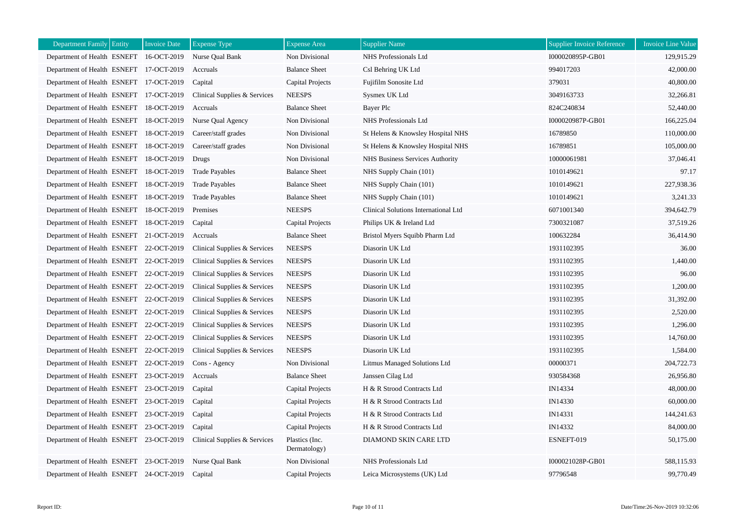| Department Family | Entity | Invoice Date | Expense Type | Expense Area | Supplier Name | Supplier Invoice Reference | Invoice Line Value |
|---|---|---|---|---|---|---|---|
| Department of Health | ESNEFT | 16-OCT-2019 | Nurse Qual Bank | Non Divisional | NHS Professionals Ltd | I000020895P-GB01 | 129,915.29 |
| Department of Health | ESNEFT | 17-OCT-2019 | Accruals | Balance Sheet | Csl Behring UK Ltd | 994017203 | 42,000.00 |
| Department of Health | ESNEFT | 17-OCT-2019 | Capital | Capital Projects | Fujifilm Sonosite Ltd | 379031 | 40,800.00 |
| Department of Health | ESNEFT | 17-OCT-2019 | Clinical Supplies & Services | NEESPS | Sysmex UK Ltd | 3049163733 | 32,266.81 |
| Department of Health | ESNEFT | 18-OCT-2019 | Accruals | Balance Sheet | Bayer Plc | 824C240834 | 52,440.00 |
| Department of Health | ESNEFT | 18-OCT-2019 | Nurse Qual Agency | Non Divisional | NHS Professionals Ltd | I000020987P-GB01 | 166,225.04 |
| Department of Health | ESNEFT | 18-OCT-2019 | Career/staff grades | Non Divisional | St Helens & Knowsley Hospital NHS | 16789850 | 110,000.00 |
| Department of Health | ESNEFT | 18-OCT-2019 | Career/staff grades | Non Divisional | St Helens & Knowsley Hospital NHS | 16789851 | 105,000.00 |
| Department of Health | ESNEFT | 18-OCT-2019 | Drugs | Non Divisional | NHS Business Services Authority | 10000061981 | 37,046.41 |
| Department of Health | ESNEFT | 18-OCT-2019 | Trade Payables | Balance Sheet | NHS Supply Chain (101) | 1010149621 | 97.17 |
| Department of Health | ESNEFT | 18-OCT-2019 | Trade Payables | Balance Sheet | NHS Supply Chain (101) | 1010149621 | 227,938.36 |
| Department of Health | ESNEFT | 18-OCT-2019 | Trade Payables | Balance Sheet | NHS Supply Chain (101) | 1010149621 | 3,241.33 |
| Department of Health | ESNEFT | 18-OCT-2019 | Premises | NEESPS | Clinical Solutions International Ltd | 6071001340 | 394,642.79 |
| Department of Health | ESNEFT | 18-OCT-2019 | Capital | Capital Projects | Philips UK & Ireland Ltd | 7300321087 | 37,519.26 |
| Department of Health | ESNEFT | 21-OCT-2019 | Accruals | Balance Sheet | Bristol Myers Squibb Pharm Ltd | 100632284 | 36,414.90 |
| Department of Health | ESNEFT | 22-OCT-2019 | Clinical Supplies & Services | NEESPS | Diasorin UK Ltd | 1931102395 | 36.00 |
| Department of Health | ESNEFT | 22-OCT-2019 | Clinical Supplies & Services | NEESPS | Diasorin UK Ltd | 1931102395 | 1,440.00 |
| Department of Health | ESNEFT | 22-OCT-2019 | Clinical Supplies & Services | NEESPS | Diasorin UK Ltd | 1931102395 | 96.00 |
| Department of Health | ESNEFT | 22-OCT-2019 | Clinical Supplies & Services | NEESPS | Diasorin UK Ltd | 1931102395 | 1,200.00 |
| Department of Health | ESNEFT | 22-OCT-2019 | Clinical Supplies & Services | NEESPS | Diasorin UK Ltd | 1931102395 | 31,392.00 |
| Department of Health | ESNEFT | 22-OCT-2019 | Clinical Supplies & Services | NEESPS | Diasorin UK Ltd | 1931102395 | 2,520.00 |
| Department of Health | ESNEFT | 22-OCT-2019 | Clinical Supplies & Services | NEESPS | Diasorin UK Ltd | 1931102395 | 1,296.00 |
| Department of Health | ESNEFT | 22-OCT-2019 | Clinical Supplies & Services | NEESPS | Diasorin UK Ltd | 1931102395 | 14,760.00 |
| Department of Health | ESNEFT | 22-OCT-2019 | Clinical Supplies & Services | NEESPS | Diasorin UK Ltd | 1931102395 | 1,584.00 |
| Department of Health | ESNEFT | 22-OCT-2019 | Cons - Agency | Non Divisional | Litmus Managed Solutions Ltd | 00000371 | 204,722.73 |
| Department of Health | ESNEFT | 23-OCT-2019 | Accruals | Balance Sheet | Janssen Cilag Ltd | 930584368 | 26,956.80 |
| Department of Health | ESNEFT | 23-OCT-2019 | Capital | Capital Projects | H & R Strood Contracts Ltd | IN14334 | 48,000.00 |
| Department of Health | ESNEFT | 23-OCT-2019 | Capital | Capital Projects | H & R Strood Contracts Ltd | IN14330 | 60,000.00 |
| Department of Health | ESNEFT | 23-OCT-2019 | Capital | Capital Projects | H & R Strood Contracts Ltd | IN14331 | 144,241.63 |
| Department of Health | ESNEFT | 23-OCT-2019 | Capital | Capital Projects | H & R Strood Contracts Ltd | IN14332 | 84,000.00 |
| Department of Health | ESNEFT | 23-OCT-2019 | Clinical Supplies & Services | Plastics (Inc. Dermatology) | DIAMOND SKIN CARE LTD | ESNEFT-019 | 50,175.00 |
| Department of Health | ESNEFT | 23-OCT-2019 | Nurse Qual Bank | Non Divisional | NHS Professionals Ltd | I000021028P-GB01 | 588,115.93 |
| Department of Health | ESNEFT | 24-OCT-2019 | Capital | Capital Projects | Leica Microsystems (UK) Ltd | 97796548 | 99,770.49 |

Report ID: Date/Time:26-Nov-2019 10:32:06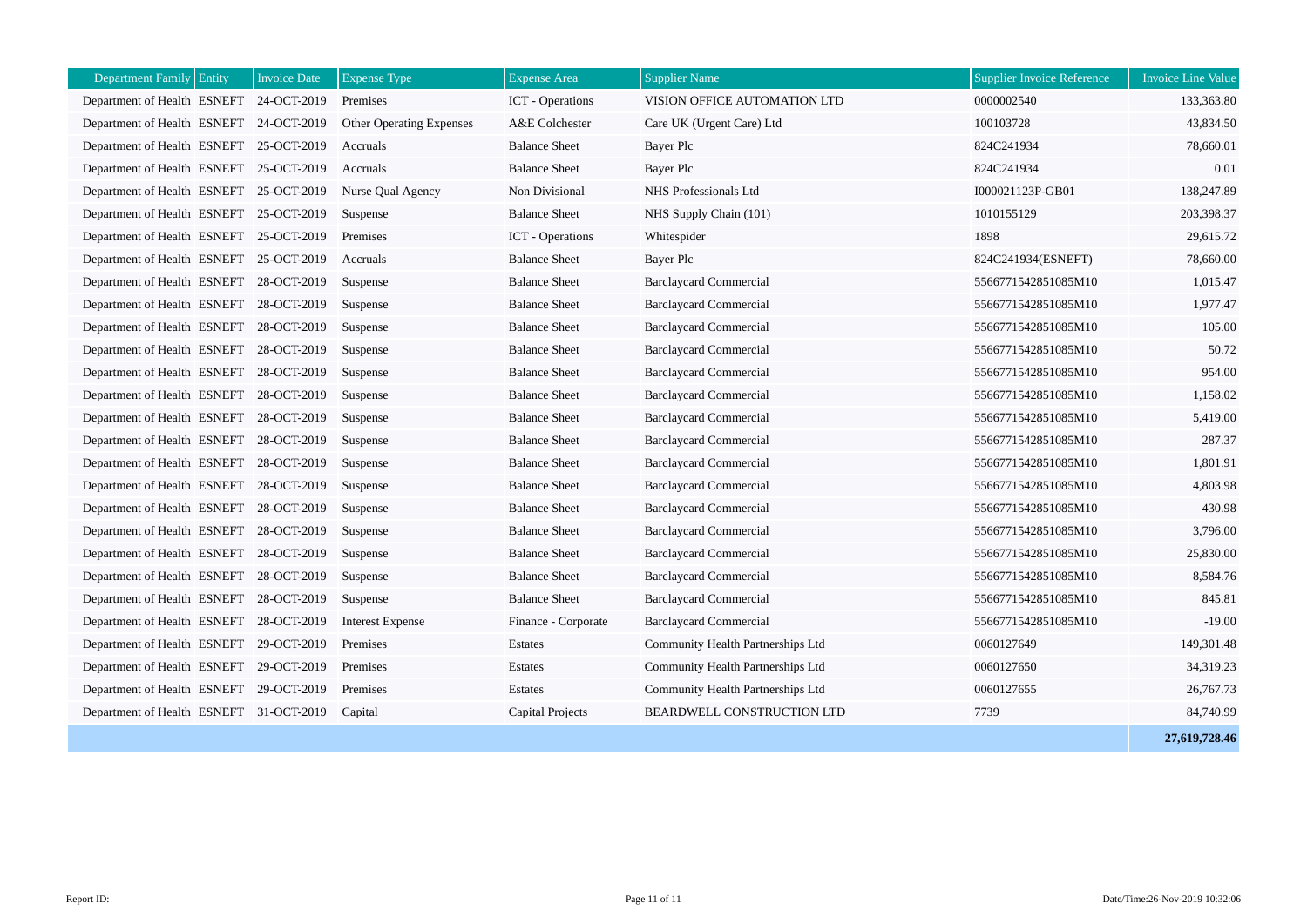| Department Family | Entity | Invoice Date | Expense Type | Expense Area | Supplier Name | Supplier Invoice Reference | Invoice Line Value |
|---|---|---|---|---|---|---|---|
| Department of Health | ESNEFT | 24-OCT-2019 | Premises | ICT - Operations | VISION OFFICE AUTOMATION LTD | 0000002540 | 133,363.80 |
| Department of Health | ESNEFT | 24-OCT-2019 | Other Operating Expenses | A&E Colchester | Care UK (Urgent Care) Ltd | 100103728 | 43,834.50 |
| Department of Health | ESNEFT | 25-OCT-2019 | Accruals | Balance Sheet | Bayer Plc | 824C241934 | 78,660.01 |
| Department of Health | ESNEFT | 25-OCT-2019 | Accruals | Balance Sheet | Bayer Plc | 824C241934 | 0.01 |
| Department of Health | ESNEFT | 25-OCT-2019 | Nurse Qual Agency | Non Divisional | NHS Professionals Ltd | I000021123P-GB01 | 138,247.89 |
| Department of Health | ESNEFT | 25-OCT-2019 | Suspense | Balance Sheet | NHS Supply Chain (101) | 1010155129 | 203,398.37 |
| Department of Health | ESNEFT | 25-OCT-2019 | Premises | ICT - Operations | Whitespider | 1898 | 29,615.72 |
| Department of Health | ESNEFT | 25-OCT-2019 | Accruals | Balance Sheet | Bayer Plc | 824C241934(ESNEFT) | 78,660.00 |
| Department of Health | ESNEFT | 28-OCT-2019 | Suspense | Balance Sheet | Barclaycard Commercial | 5566771542851085M10 | 1,015.47 |
| Department of Health | ESNEFT | 28-OCT-2019 | Suspense | Balance Sheet | Barclaycard Commercial | 5566771542851085M10 | 1,977.47 |
| Department of Health | ESNEFT | 28-OCT-2019 | Suspense | Balance Sheet | Barclaycard Commercial | 5566771542851085M10 | 105.00 |
| Department of Health | ESNEFT | 28-OCT-2019 | Suspense | Balance Sheet | Barclaycard Commercial | 5566771542851085M10 | 50.72 |
| Department of Health | ESNEFT | 28-OCT-2019 | Suspense | Balance Sheet | Barclaycard Commercial | 5566771542851085M10 | 954.00 |
| Department of Health | ESNEFT | 28-OCT-2019 | Suspense | Balance Sheet | Barclaycard Commercial | 5566771542851085M10 | 1,158.02 |
| Department of Health | ESNEFT | 28-OCT-2019 | Suspense | Balance Sheet | Barclaycard Commercial | 5566771542851085M10 | 5,419.00 |
| Department of Health | ESNEFT | 28-OCT-2019 | Suspense | Balance Sheet | Barclaycard Commercial | 5566771542851085M10 | 287.37 |
| Department of Health | ESNEFT | 28-OCT-2019 | Suspense | Balance Sheet | Barclaycard Commercial | 5566771542851085M10 | 1,801.91 |
| Department of Health | ESNEFT | 28-OCT-2019 | Suspense | Balance Sheet | Barclaycard Commercial | 5566771542851085M10 | 4,803.98 |
| Department of Health | ESNEFT | 28-OCT-2019 | Suspense | Balance Sheet | Barclaycard Commercial | 5566771542851085M10 | 430.98 |
| Department of Health | ESNEFT | 28-OCT-2019 | Suspense | Balance Sheet | Barclaycard Commercial | 5566771542851085M10 | 3,796.00 |
| Department of Health | ESNEFT | 28-OCT-2019 | Suspense | Balance Sheet | Barclaycard Commercial | 5566771542851085M10 | 25,830.00 |
| Department of Health | ESNEFT | 28-OCT-2019 | Suspense | Balance Sheet | Barclaycard Commercial | 5566771542851085M10 | 8,584.76 |
| Department of Health | ESNEFT | 28-OCT-2019 | Suspense | Balance Sheet | Barclaycard Commercial | 5566771542851085M10 | 845.81 |
| Department of Health | ESNEFT | 28-OCT-2019 | Interest Expense | Finance - Corporate | Barclaycard Commercial | 5566771542851085M10 | -19.00 |
| Department of Health | ESNEFT | 29-OCT-2019 | Premises | Estates | Community Health Partnerships Ltd | 0060127649 | 149,301.48 |
| Department of Health | ESNEFT | 29-OCT-2019 | Premises | Estates | Community Health Partnerships Ltd | 0060127650 | 34,319.23 |
| Department of Health | ESNEFT | 29-OCT-2019 | Premises | Estates | Community Health Partnerships Ltd | 0060127655 | 26,767.73 |
| Department of Health | ESNEFT | 31-OCT-2019 | Capital | Capital Projects | BEARDWELL CONSTRUCTION LTD | 7739 | 84,740.99 |
| | | | | | | | **27,619,728.46** |

Report ID:

Date/Time:26-Nov-2019 10:32:06